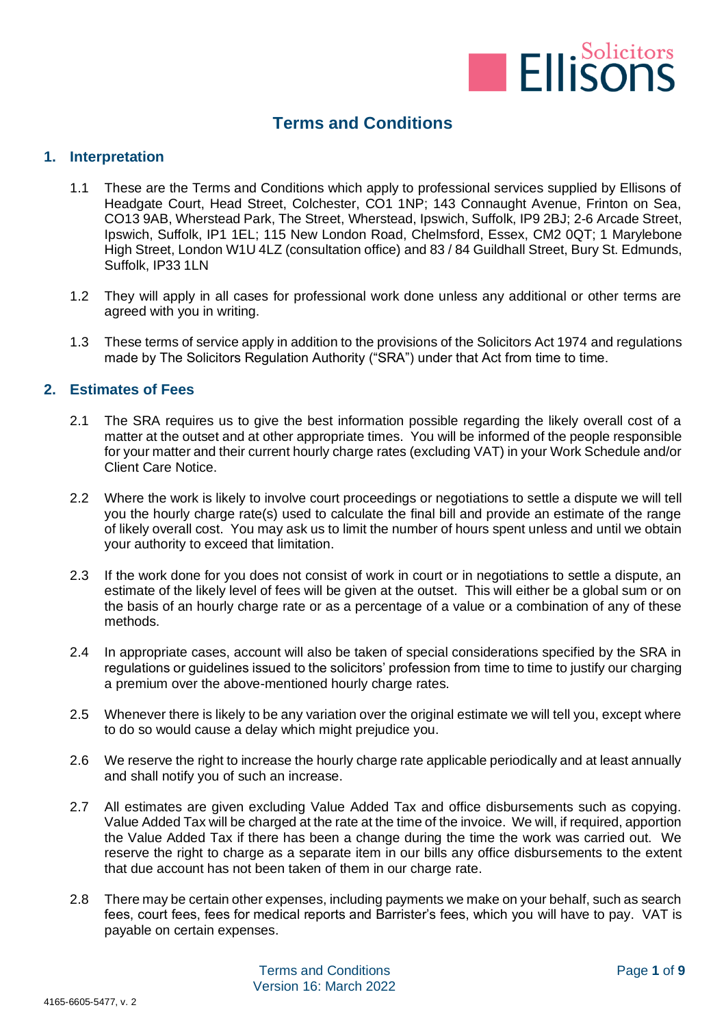# Terms and Conditions

## 1. Interpretation

1.1 These are the Terms and Conditions which apply to professional services supplied by Ellisons of Headgate Court, Head Street, Colchester, CO1 1NP; 143 Connaught Avenue, Frinton on Sea, CO13 9AB, Wherstead Park, The Street, Wherstead, Ipswich, Suffolk, IP9 2BJ; 2-6 Arcade Street, Ipswich, Suffolk, IP1 1EL; 115 New London Road, Chelmsford, Essex, CM2 0QT; 1 Marylebone High Street, London W1U 4LZ (consultation office) and 83 / 84 Guildhall Street, Bury St. Edmunds, Suffolk, IP33 1LN

1.2 They will apply in all cases for professional work done unless any additional or other terms are agreed with you in writing.

1.3 These terms of service apply in addition to the provisions of the Solicitors Act 1974 and regulations made by The Solicitors Regulation Authority ("SRA") under that Act from time to time.

## 2. Estimates of Fees

2.1 The SRA requires us to give the best information possible regarding the likely overall cost of a matter at the outset and at other appropriate times. You will be informed of the people responsible for your matter and their current hourly charge rates (excluding VAT) in your Work Schedule and/or Client Care Notice.

2.2 Where the work is likely to involve court proceedings or negotiations to settle a dispute we will tell you the hourly charge rate(s) used to calculate the final bill and provide an estimate of the range of likely overall cost. You may ask us to limit the number of hours spent unless and until we obtain your authority to exceed that limitation.

2.3 If the work done for you does not consist of work in court or in negotiations to settle a dispute, an estimate of the likely level of fees will be given at the outset. This will either be a global sum or on the basis of an hourly charge rate or as a percentage of a value or a combination of any of these methods.

2.4 In appropriate cases, account will also be taken of special considerations specified by the SRA in regulations or guidelines issued to the solicitors' profession from time to time to justify our charging a premium over the above-mentioned hourly charge rates.

2.5 Whenever there is likely to be any variation over the original estimate we will tell you, except where to do so would cause a delay which might prejudice you.

2.6 We reserve the right to increase the hourly charge rate applicable periodically and at least annually and shall notify you of such an increase.

2.7 All estimates are given excluding Value Added Tax and office disbursements such as copying. Value Added Tax will be charged at the rate at the time of the invoice. We will, if required, apportion the Value Added Tax if there has been a change during the time the work was carried out. We reserve the right to charge as a separate item in our bills any office disbursements to the extent that due account has not been taken of them in our charge rate.

2.8 There may be certain other expenses, including payments we make on your behalf, such as search fees, court fees, fees for medical reports and Barrister's fees, which you will have to pay. VAT is payable on certain expenses.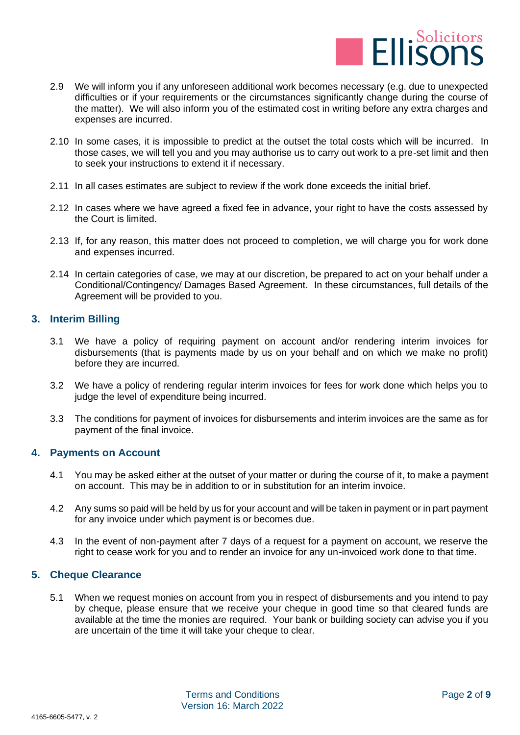2.9 We will inform you if any unforeseen additional work becomes necessary (e.g. due to unexpected difficulties or if your requirements or the circumstances significantly change during the course of the matter). We will also inform you of the estimated cost in writing before any extra charges and expenses are incurred.

2.10 In some cases, it is impossible to predict at the outset the total costs which will be incurred. In those cases, we will tell you and you may authorise us to carry out work to a pre-set limit and then to seek your instructions to extend it if necessary.

2.11 In all cases estimates are subject to review if the work done exceeds the initial brief.

2.12 In cases where we have agreed a fixed fee in advance, your right to have the costs assessed by the Court is limited.

2.13 If, for any reason, this matter does not proceed to completion, we will charge you for work done and expenses incurred.

2.14 In certain categories of case, we may at our discretion, be prepared to act on your behalf under a Conditional/Contingency/ Damages Based Agreement. In these circumstances, full details of the Agreement will be provided to you.

## 3. Interim Billing

3.1 We have a policy of requiring payment on account and/or rendering interim invoices for disbursements (that is payments made by us on your behalf and on which we make no profit) before they are incurred.

3.2 We have a policy of rendering regular interim invoices for fees for work done which helps you to judge the level of expenditure being incurred.

3.3 The conditions for payment of invoices for disbursements and interim invoices are the same as for payment of the final invoice.

## 4. Payments on Account

4.1 You may be asked either at the outset of your matter or during the course of it, to make a payment on account. This may be in addition to or in substitution for an interim invoice.

4.2 Any sums so paid will be held by us for your account and will be taken in payment or in part payment for any invoice under which payment is or becomes due.

4.3 In the event of non-payment after 7 days of a request for a payment on account, we reserve the right to cease work for you and to render an invoice for any un-invoiced work done to that time.

## 5. Cheque Clearance

5.1 When we request monies on account from you in respect of disbursements and you intend to pay by cheque, please ensure that we receive your cheque in good time so that cleared funds are available at the time the monies are required. Your bank or building society can advise you if you are uncertain of the time it will take your cheque to clear.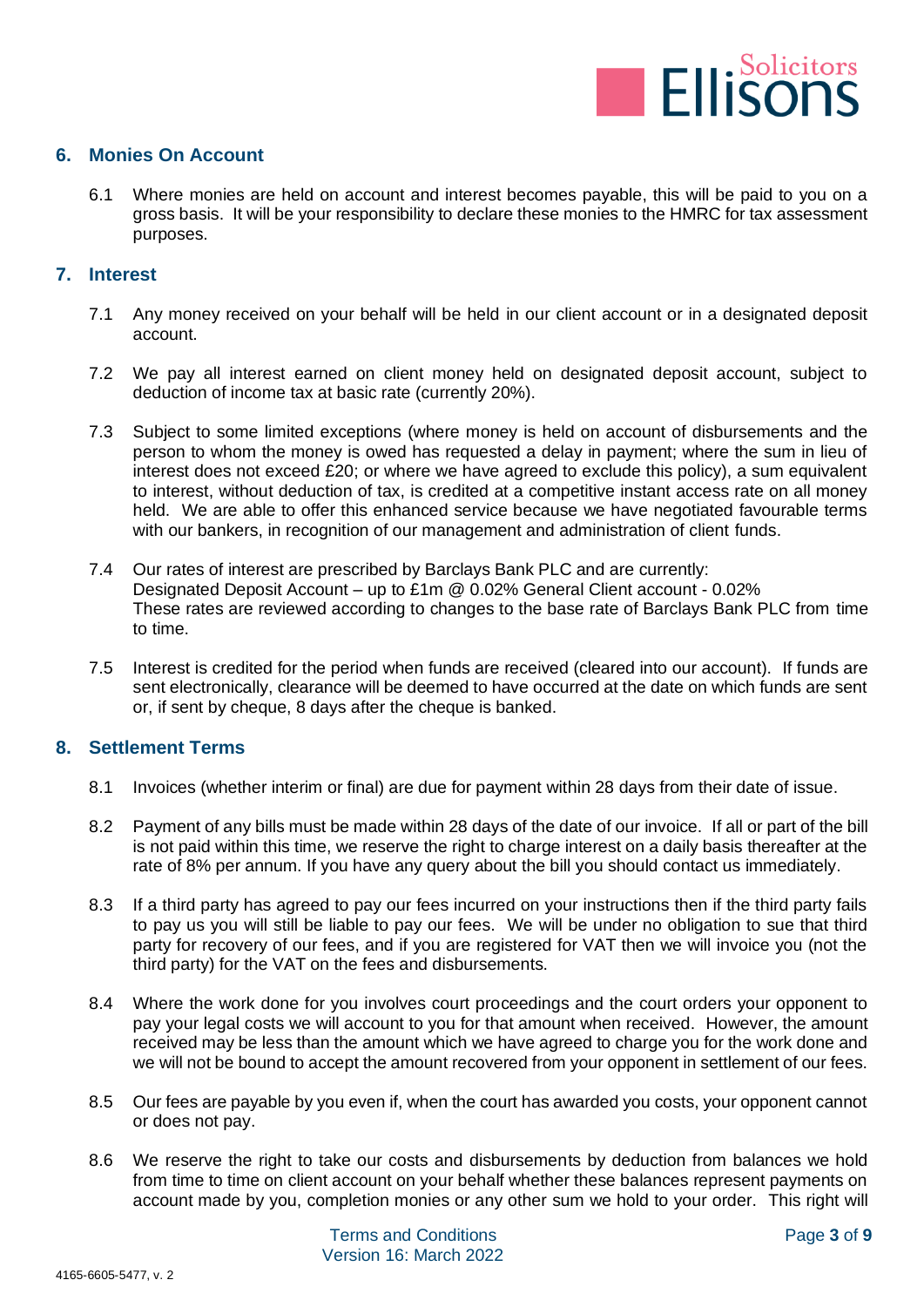## 6. Monies On Account

6.1 Where monies are held on account and interest becomes payable, this will be paid to you on a gross basis. It will be your responsibility to declare these monies to the HMRC for tax assessment purposes.

## 7. Interest

7.1 Any money received on your behalf will be held in our client account or in a designated deposit account.

7.2 We pay all interest earned on client money held on designated deposit account, subject to deduction of income tax at basic rate (currently 20%).

7.3 Subject to some limited exceptions (where money is held on account of disbursements and the person to whom the money is owed has requested a delay in payment; where the sum in lieu of interest does not exceed £20; or where we have agreed to exclude this policy), a sum equivalent to interest, without deduction of tax, is credited at a competitive instant access rate on all money held. We are able to offer this enhanced service because we have negotiated favourable terms with our bankers, in recognition of our management and administration of client funds.

7.4 Our rates of interest are prescribed by Barclays Bank PLC and are currently:
Designated Deposit Account – up to £1m @ 0.02% General Client account - 0.02%
These rates are reviewed according to changes to the base rate of Barclays Bank PLC from time to time.

7.5 Interest is credited for the period when funds are received (cleared into our account). If funds are sent electronically, clearance will be deemed to have occurred at the date on which funds are sent or, if sent by cheque, 8 days after the cheque is banked.

## 8. Settlement Terms

8.1 Invoices (whether interim or final) are due for payment within 28 days from their date of issue.

8.2 Payment of any bills must be made within 28 days of the date of our invoice. If all or part of the bill is not paid within this time, we reserve the right to charge interest on a daily basis thereafter at the rate of 8% per annum. If you have any query about the bill you should contact us immediately.

8.3 If a third party has agreed to pay our fees incurred on your instructions then if the third party fails to pay us you will still be liable to pay our fees. We will be under no obligation to sue that third party for recovery of our fees, and if you are registered for VAT then we will invoice you (not the third party) for the VAT on the fees and disbursements.

8.4 Where the work done for you involves court proceedings and the court orders your opponent to pay your legal costs we will account to you for that amount when received. However, the amount received may be less than the amount which we have agreed to charge you for the work done and we will not be bound to accept the amount recovered from your opponent in settlement of our fees.

8.5 Our fees are payable by you even if, when the court has awarded you costs, your opponent cannot or does not pay.

8.6 We reserve the right to take our costs and disbursements by deduction from balances we hold from time to time on client account on your behalf whether these balances represent payments on account made by you, completion monies or any other sum we hold to your order. This right will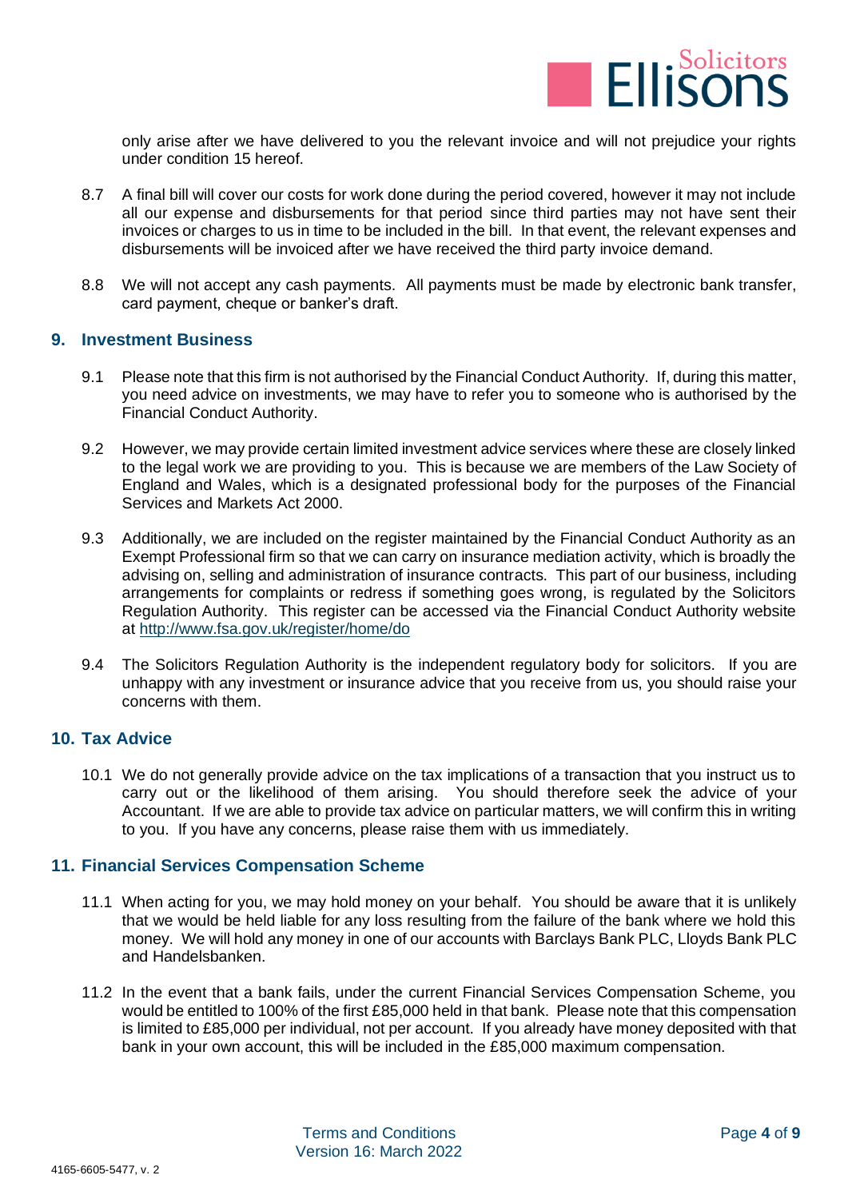only arise after we have delivered to you the relevant invoice and will not prejudice your rights under condition 15 hereof.

8.7 A final bill will cover our costs for work done during the period covered, however it may not include all our expense and disbursements for that period since third parties may not have sent their invoices or charges to us in time to be included in the bill. In that event, the relevant expenses and disbursements will be invoiced after we have received the third party invoice demand.

8.8 We will not accept any cash payments. All payments must be made by electronic bank transfer, card payment, cheque or banker's draft.

## 9. Investment Business

9.1 Please note that this firm is not authorised by the Financial Conduct Authority. If, during this matter, you need advice on investments, we may have to refer you to someone who is authorised by the Financial Conduct Authority.

9.2 However, we may provide certain limited investment advice services where these are closely linked to the legal work we are providing to you. This is because we are members of the Law Society of England and Wales, which is a designated professional body for the purposes of the Financial Services and Markets Act 2000.

9.3 Additionally, we are included on the register maintained by the Financial Conduct Authority as an Exempt Professional firm so that we can carry on insurance mediation activity, which is broadly the advising on, selling and administration of insurance contracts. This part of our business, including arrangements for complaints or redress if something goes wrong, is regulated by the Solicitors Regulation Authority. This register can be accessed via the Financial Conduct Authority website at http://www.fsa.gov.uk/register/home/do

9.4 The Solicitors Regulation Authority is the independent regulatory body for solicitors. If you are unhappy with any investment or insurance advice that you receive from us, you should raise your concerns with them.

## 10. Tax Advice

10.1 We do not generally provide advice on the tax implications of a transaction that you instruct us to carry out or the likelihood of them arising. You should therefore seek the advice of your Accountant. If we are able to provide tax advice on particular matters, we will confirm this in writing to you. If you have any concerns, please raise them with us immediately.

## 11. Financial Services Compensation Scheme

11.1 When acting for you, we may hold money on your behalf. You should be aware that it is unlikely that we would be held liable for any loss resulting from the failure of the bank where we hold this money. We will hold any money in one of our accounts with Barclays Bank PLC, Lloyds Bank PLC and Handelsbanken.

11.2 In the event that a bank fails, under the current Financial Services Compensation Scheme, you would be entitled to 100% of the first £85,000 held in that bank. Please note that this compensation is limited to £85,000 per individual, not per account. If you already have money deposited with that bank in your own account, this will be included in the £85,000 maximum compensation.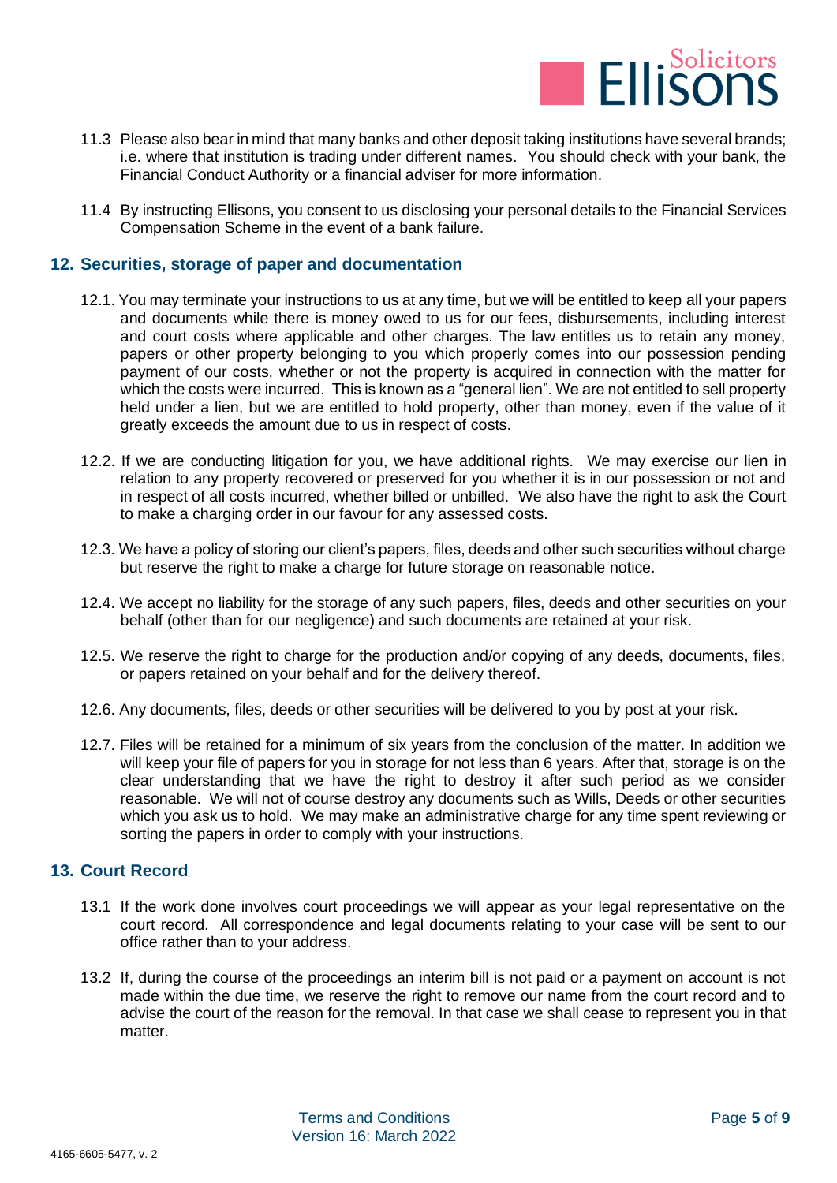11.3 Please also bear in mind that many banks and other deposit taking institutions have several brands; i.e. where that institution is trading under different names. You should check with your bank, the Financial Conduct Authority or a financial adviser for more information.

11.4 By instructing Ellisons, you consent to us disclosing your personal details to the Financial Services Compensation Scheme in the event of a bank failure.

## 12. Securities, storage of paper and documentation

12.1. You may terminate your instructions to us at any time, but we will be entitled to keep all your papers and documents while there is money owed to us for our fees, disbursements, including interest and court costs where applicable and other charges. The law entitles us to retain any money, papers or other property belonging to you which properly comes into our possession pending payment of our costs, whether or not the property is acquired in connection with the matter for which the costs were incurred. This is known as a "general lien". We are not entitled to sell property held under a lien, but we are entitled to hold property, other than money, even if the value of it greatly exceeds the amount due to us in respect of costs.

12.2. If we are conducting litigation for you, we have additional rights. We may exercise our lien in relation to any property recovered or preserved for you whether it is in our possession or not and in respect of all costs incurred, whether billed or unbilled. We also have the right to ask the Court to make a charging order in our favour for any assessed costs.

12.3. We have a policy of storing our client's papers, files, deeds and other such securities without charge but reserve the right to make a charge for future storage on reasonable notice.

12.4. We accept no liability for the storage of any such papers, files, deeds and other securities on your behalf (other than for our negligence) and such documents are retained at your risk.

12.5. We reserve the right to charge for the production and/or copying of any deeds, documents, files, or papers retained on your behalf and for the delivery thereof.

12.6. Any documents, files, deeds or other securities will be delivered to you by post at your risk.

12.7. Files will be retained for a minimum of six years from the conclusion of the matter. In addition we will keep your file of papers for you in storage for not less than 6 years. After that, storage is on the clear understanding that we have the right to destroy it after such period as we consider reasonable. We will not of course destroy any documents such as Wills, Deeds or other securities which you ask us to hold. We may make an administrative charge for any time spent reviewing or sorting the papers in order to comply with your instructions.

## 13. Court Record

13.1 If the work done involves court proceedings we will appear as your legal representative on the court record. All correspondence and legal documents relating to your case will be sent to our office rather than to your address.

13.2 If, during the course of the proceedings an interim bill is not paid or a payment on account is not made within the due time, we reserve the right to remove our name from the court record and to advise the court of the reason for the removal. In that case we shall cease to represent you in that matter.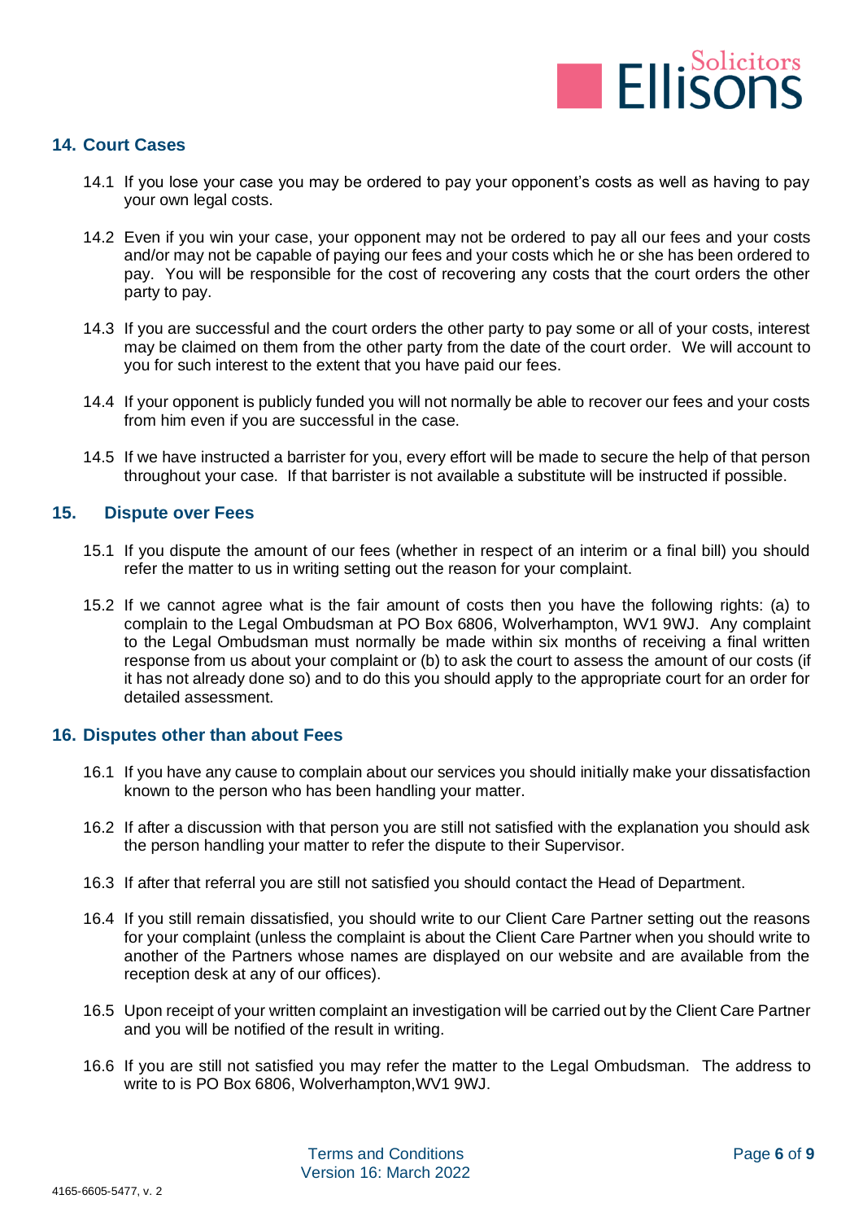## 14. Court Cases

14.1 If you lose your case you may be ordered to pay your opponent's costs as well as having to pay your own legal costs.

14.2 Even if you win your case, your opponent may not be ordered to pay all our fees and your costs and/or may not be capable of paying our fees and your costs which he or she has been ordered to pay. You will be responsible for the cost of recovering any costs that the court orders the other party to pay.

14.3 If you are successful and the court orders the other party to pay some or all of your costs, interest may be claimed on them from the other party from the date of the court order. We will account to you for such interest to the extent that you have paid our fees.

14.4 If your opponent is publicly funded you will not normally be able to recover our fees and your costs from him even if you are successful in the case.

14.5 If we have instructed a barrister for you, every effort will be made to secure the help of that person throughout your case. If that barrister is not available a substitute will be instructed if possible.

## 15. Dispute over Fees

15.1 If you dispute the amount of our fees (whether in respect of an interim or a final bill) you should refer the matter to us in writing setting out the reason for your complaint.

15.2 If we cannot agree what is the fair amount of costs then you have the following rights: (a) to complain to the Legal Ombudsman at PO Box 6806, Wolverhampton, WV1 9WJ. Any complaint to the Legal Ombudsman must normally be made within six months of receiving a final written response from us about your complaint or (b) to ask the court to assess the amount of our costs (if it has not already done so) and to do this you should apply to the appropriate court for an order for detailed assessment.

## 16. Disputes other than about Fees

16.1 If you have any cause to complain about our services you should initially make your dissatisfaction known to the person who has been handling your matter.

16.2 If after a discussion with that person you are still not satisfied with the explanation you should ask the person handling your matter to refer the dispute to their Supervisor.

16.3 If after that referral you are still not satisfied you should contact the Head of Department.

16.4 If you still remain dissatisfied, you should write to our Client Care Partner setting out the reasons for your complaint (unless the complaint is about the Client Care Partner when you should write to another of the Partners whose names are displayed on our website and are available from the reception desk at any of our offices).

16.5 Upon receipt of your written complaint an investigation will be carried out by the Client Care Partner and you will be notified of the result in writing.

16.6 If you are still not satisfied you may refer the matter to the Legal Ombudsman. The address to write to is PO Box 6806, Wolverhampton,WV1 9WJ.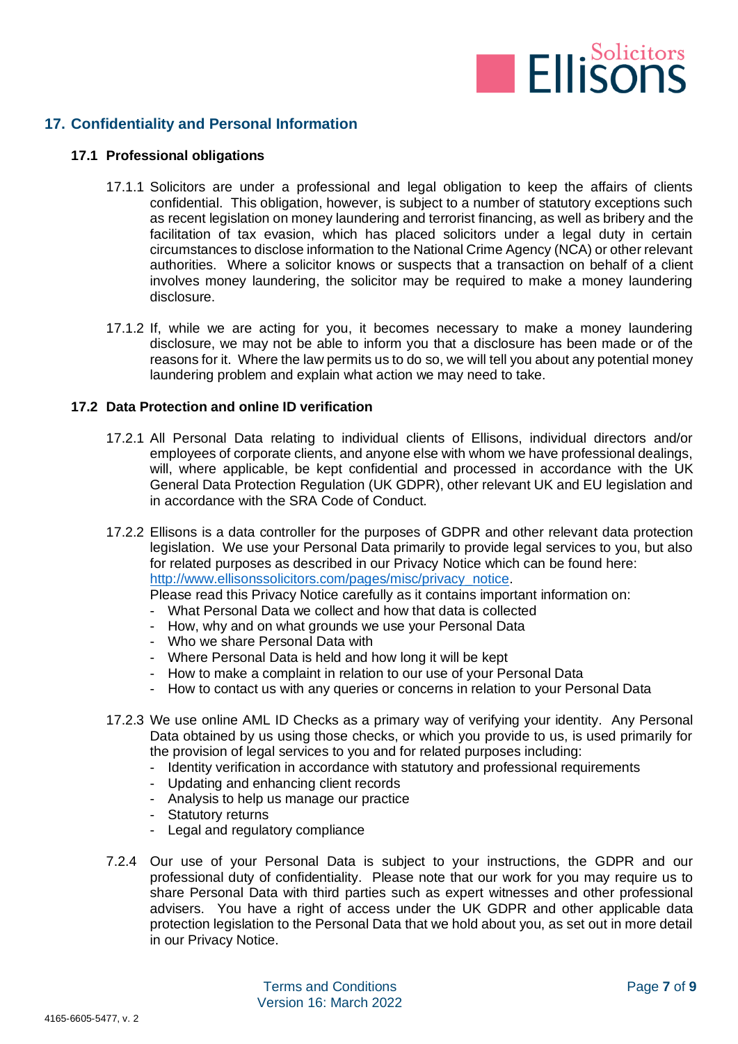## 17. Confidentiality and Personal Information

### 17.1 Professional obligations

17.1.1 Solicitors are under a professional and legal obligation to keep the affairs of clients confidential. This obligation, however, is subject to a number of statutory exceptions such as recent legislation on money laundering and terrorist financing, as well as bribery and the facilitation of tax evasion, which has placed solicitors under a legal duty in certain circumstances to disclose information to the National Crime Agency (NCA) or other relevant authorities. Where a solicitor knows or suspects that a transaction on behalf of a client involves money laundering, the solicitor may be required to make a money laundering disclosure.

17.1.2 If, while we are acting for you, it becomes necessary to make a money laundering disclosure, we may not be able to inform you that a disclosure has been made or of the reasons for it. Where the law permits us to do so, we will tell you about any potential money laundering problem and explain what action we may need to take.

### 17.2 Data Protection and online ID verification

17.2.1 All Personal Data relating to individual clients of Ellisons, individual directors and/or employees of corporate clients, and anyone else with whom we have professional dealings, will, where applicable, be kept confidential and processed in accordance with the UK General Data Protection Regulation (UK GDPR), other relevant UK and EU legislation and in accordance with the SRA Code of Conduct.

17.2.2 Ellisons is a data controller for the purposes of GDPR and other relevant data protection legislation. We use your Personal Data primarily to provide legal services to you, but also for related purposes as described in our Privacy Notice which can be found here: http://www.ellisonssolicitors.com/pages/misc/privacy_notice.
Please read this Privacy Notice carefully as it contains important information on:

- What Personal Data we collect and how that data is collected
- How, why and on what grounds we use your Personal Data
- Who we share Personal Data with
- Where Personal Data is held and how long it will be kept
- How to make a complaint in relation to our use of your Personal Data
- How to contact us with any queries or concerns in relation to your Personal Data

17.2.3 We use online AML ID Checks as a primary way of verifying your identity. Any Personal Data obtained by us using those checks, or which you provide to us, is used primarily for the provision of legal services to you and for related purposes including:

- Identity verification in accordance with statutory and professional requirements
- Updating and enhancing client records
- Analysis to help us manage our practice
- Statutory returns
- Legal and regulatory compliance

7.2.4 Our use of your Personal Data is subject to your instructions, the GDPR and our professional duty of confidentiality. Please note that our work for you may require us to share Personal Data with third parties such as expert witnesses and other professional advisers. You have a right of access under the UK GDPR and other applicable data protection legislation to the Personal Data that we hold about you, as set out in more detail in our Privacy Notice.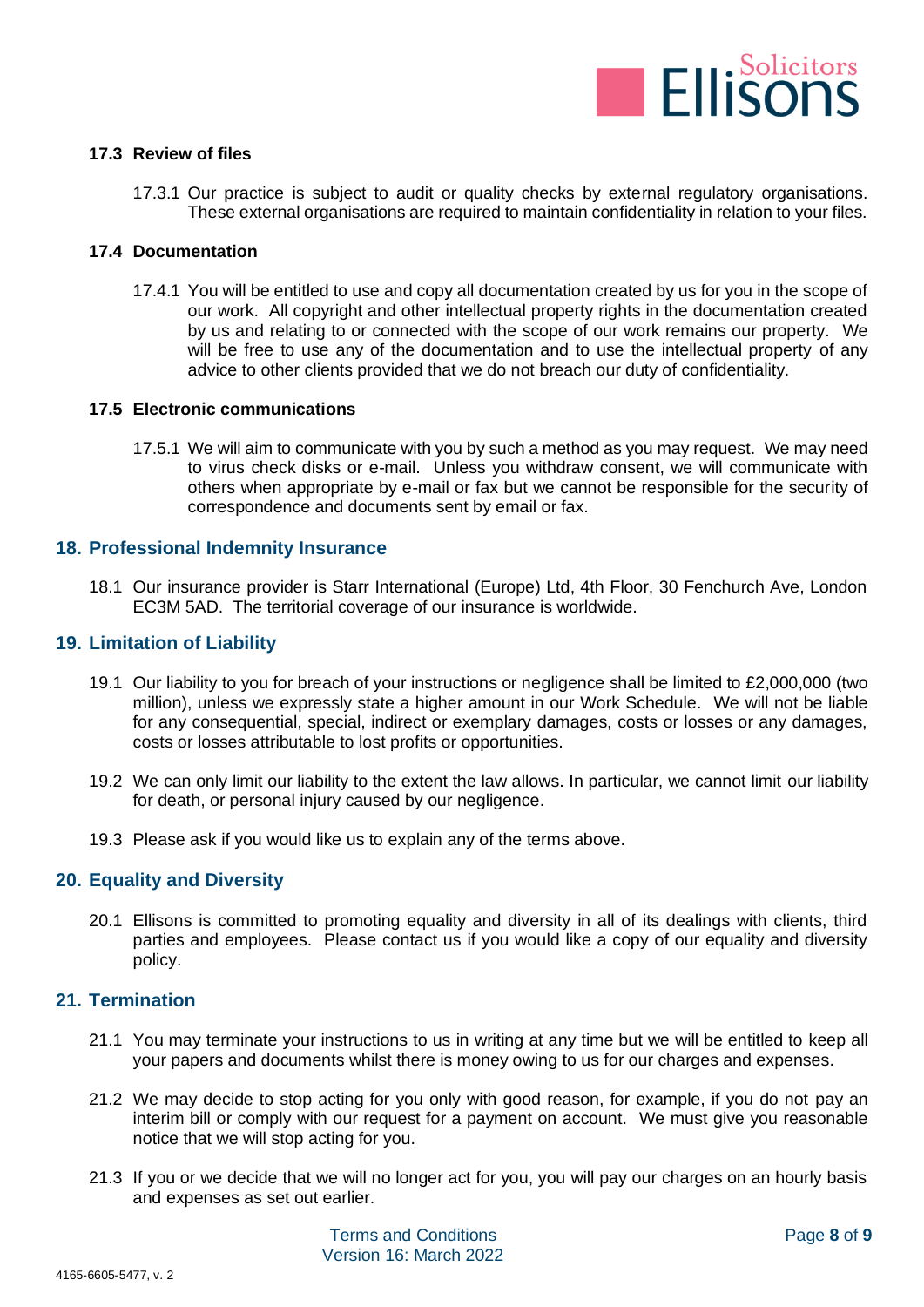### 17.3 Review of files

17.3.1 Our practice is subject to audit or quality checks by external regulatory organisations. These external organisations are required to maintain confidentiality in relation to your files.

### 17.4 Documentation

17.4.1 You will be entitled to use and copy all documentation created by us for you in the scope of our work. All copyright and other intellectual property rights in the documentation created by us and relating to or connected with the scope of our work remains our property. We will be free to use any of the documentation and to use the intellectual property of any advice to other clients provided that we do not breach our duty of confidentiality.

### 17.5 Electronic communications

17.5.1 We will aim to communicate with you by such a method as you may request. We may need to virus check disks or e-mail. Unless you withdraw consent, we will communicate with others when appropriate by e-mail or fax but we cannot be responsible for the security of correspondence and documents sent by email or fax.

## 18. Professional Indemnity Insurance

18.1 Our insurance provider is Starr International (Europe) Ltd, 4th Floor, 30 Fenchurch Ave, London EC3M 5AD. The territorial coverage of our insurance is worldwide.

## 19. Limitation of Liability

19.1 Our liability to you for breach of your instructions or negligence shall be limited to £2,000,000 (two million), unless we expressly state a higher amount in our Work Schedule. We will not be liable for any consequential, special, indirect or exemplary damages, costs or losses or any damages, costs or losses attributable to lost profits or opportunities.

19.2 We can only limit our liability to the extent the law allows. In particular, we cannot limit our liability for death, or personal injury caused by our negligence.

19.3 Please ask if you would like us to explain any of the terms above.

## 20. Equality and Diversity

20.1 Ellisons is committed to promoting equality and diversity in all of its dealings with clients, third parties and employees. Please contact us if you would like a copy of our equality and diversity policy.

## 21. Termination

21.1 You may terminate your instructions to us in writing at any time but we will be entitled to keep all your papers and documents whilst there is money owing to us for our charges and expenses.

21.2 We may decide to stop acting for you only with good reason, for example, if you do not pay an interim bill or comply with our request for a payment on account. We must give you reasonable notice that we will stop acting for you.

21.3 If you or we decide that we will no longer act for you, you will pay our charges on an hourly basis and expenses as set out earlier.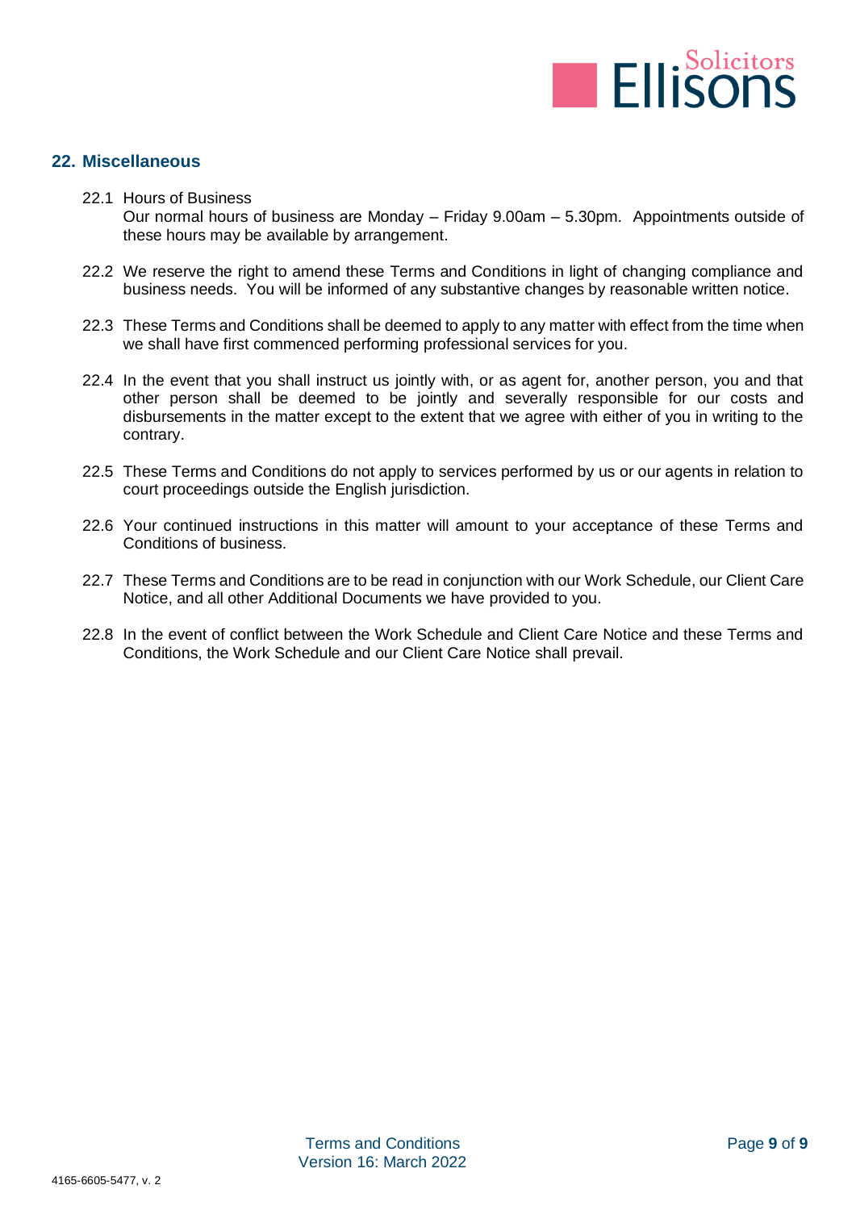## 22. Miscellaneous

22.1 Hours of Business
Our normal hours of business are Monday – Friday 9.00am – 5.30pm. Appointments outside of these hours may be available by arrangement.

22.2 We reserve the right to amend these Terms and Conditions in light of changing compliance and business needs. You will be informed of any substantive changes by reasonable written notice.

22.3 These Terms and Conditions shall be deemed to apply to any matter with effect from the time when we shall have first commenced performing professional services for you.

22.4 In the event that you shall instruct us jointly with, or as agent for, another person, you and that other person shall be deemed to be jointly and severally responsible for our costs and disbursements in the matter except to the extent that we agree with either of you in writing to the contrary.

22.5 These Terms and Conditions do not apply to services performed by us or our agents in relation to court proceedings outside the English jurisdiction.

22.6 Your continued instructions in this matter will amount to your acceptance of these Terms and Conditions of business.

22.7 These Terms and Conditions are to be read in conjunction with our Work Schedule, our Client Care Notice, and all other Additional Documents we have provided to you.

22.8 In the event of conflict between the Work Schedule and Client Care Notice and these Terms and Conditions, the Work Schedule and our Client Care Notice shall prevail.